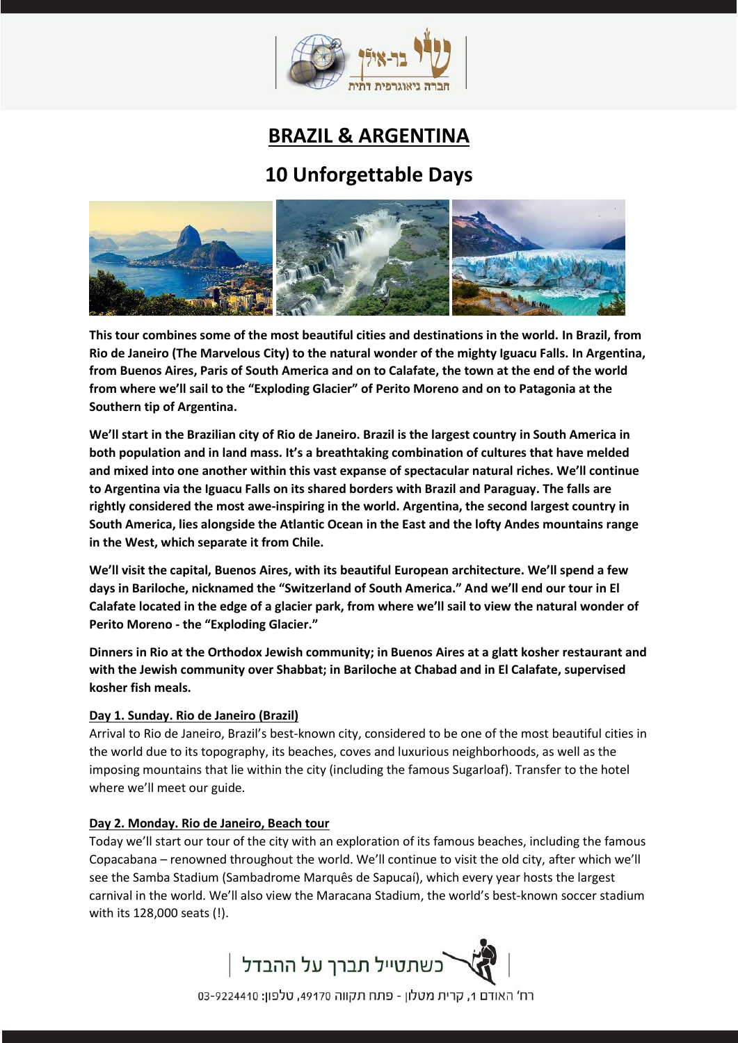# BRAZIL & ARGENTINA

## 10 Unforgettable Days

**This tour combines some of the most beautiful cities and destinations in the world. In Brazil, from Rio de Janeiro (The Marvelous City) to the natural wonder of the mighty Iguacu Falls. In Argentina, from Buenos Aires, Paris of South America and on to Calafate, the town at the end of the world from where we'll sail to the "Exploding Glacier" of Perito Moreno and on to Patagonia at the Southern tip of Argentina.**

**We'll start in the Brazilian city of Rio de Janeiro. Brazil is the largest country in South America in both population and in land mass. It's a breathtaking combination of cultures that have melded and mixed into one another within this vast expanse of spectacular natural riches. We'll continue to Argentina via the Iguacu Falls on its shared borders with Brazil and Paraguay. The falls are rightly considered the most awe-inspiring in the world. Argentina, the second largest country in South America, lies alongside the Atlantic Ocean in the East and the lofty Andes mountains range in the West, which separate it from Chile.**

**We'll visit the capital, Buenos Aires, with its beautiful European architecture. We'll spend a few days in Bariloche, nicknamed the "Switzerland of South America." And we'll end our tour in El Calafate located in the edge of a glacier park, from where we'll sail to view the natural wonder of Perito Moreno - the "Exploding Glacier."**

**Dinners in Rio at the Orthodox Jewish community; in Buenos Aires at a glatt kosher restaurant and with the Jewish community over Shabbat; in Bariloche at Chabad and in El Calafate, supervised kosher fish meals.**

**Day 1. Sunday. Rio de Janeiro (Brazil)**

Arrival to Rio de Janeiro, Brazil's best-known city, considered to be one of the most beautiful cities in the world due to its topography, its beaches, coves and luxurious neighborhoods, as well as the imposing mountains that lie within the city (including the famous Sugarloaf). Transfer to the hotel where we'll meet our guide.

**Day 2. Monday. Rio de Janeiro, Beach tour**

Today we'll start our tour of the city with an exploration of its famous beaches, including the famous Copacabana – renowned throughout the world. We'll continue to visit the old city, after which we'll see the Samba Stadium (Sambadrome Marquês de Sapucaí), which every year hosts the largest carnival in the world. We'll also view the Maracana Stadium, the world's best-known soccer stadium with its 128,000 seats (!).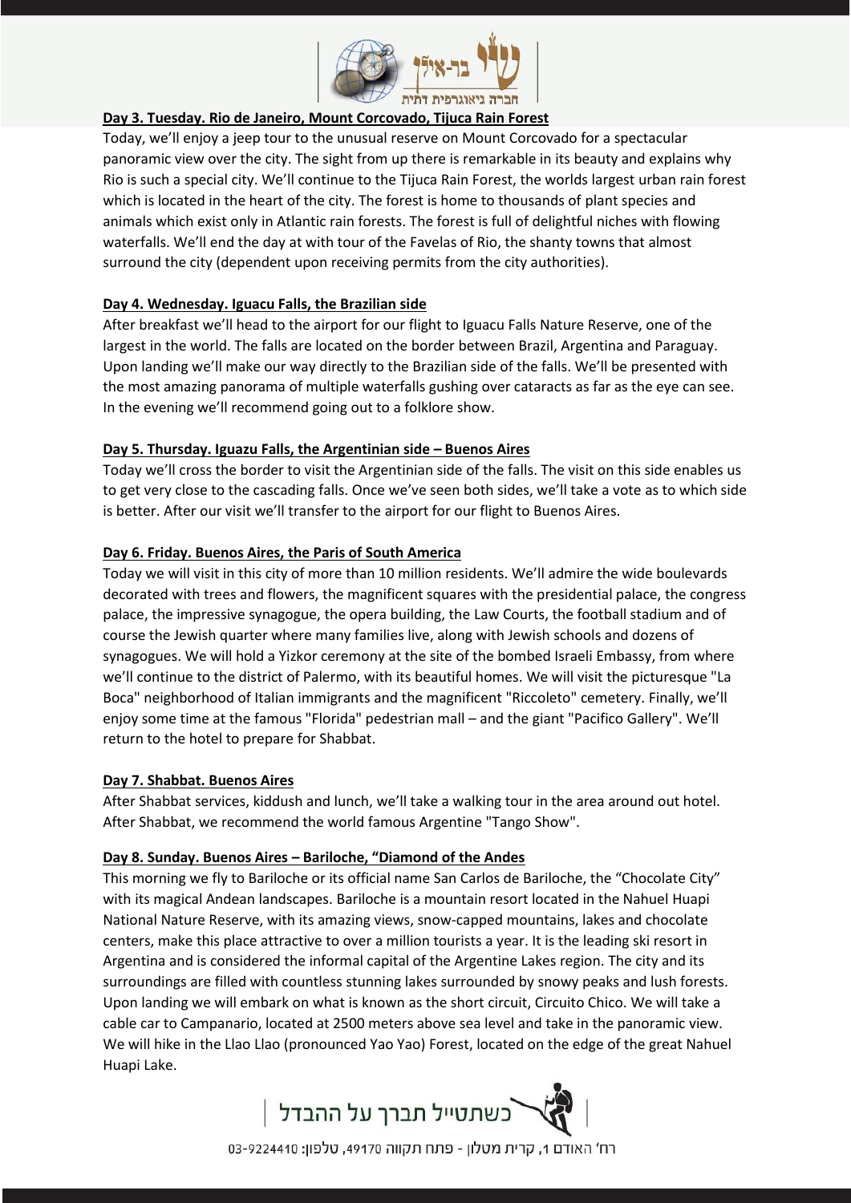**Day 3. Tuesday. Rio de Janeiro, Mount Corcovado, Tijuca Rain Forest**

Today, we'll enjoy a jeep tour to the unusual reserve on Mount Corcovado for a spectacular panoramic view over the city. The sight from up there is remarkable in its beauty and explains why Rio is such a special city. We'll continue to the Tijuca Rain Forest, the worlds largest urban rain forest which is located in the heart of the city. The forest is home to thousands of plant species and animals which exist only in Atlantic rain forests. The forest is full of delightful niches with flowing waterfalls. We'll end the day at with tour of the Favelas of Rio, the shanty towns that almost surround the city (dependent upon receiving permits from the city authorities).

**Day 4. Wednesday. Iguacu Falls, the Brazilian side**

After breakfast we'll head to the airport for our flight to Iguacu Falls Nature Reserve, one of the largest in the world. The falls are located on the border between Brazil, Argentina and Paraguay. Upon landing we'll make our way directly to the Brazilian side of the falls. We'll be presented with the most amazing panorama of multiple waterfalls gushing over cataracts as far as the eye can see. In the evening we'll recommend going out to a folklore show.

**Day 5. Thursday. Iguazu Falls, the Argentinian side – Buenos Aires**

Today we'll cross the border to visit the Argentinian side of the falls. The visit on this side enables us to get very close to the cascading falls. Once we've seen both sides, we'll take a vote as to which side is better. After our visit we'll transfer to the airport for our flight to Buenos Aires.

**Day 6. Friday. Buenos Aires, the Paris of South America**

Today we will visit in this city of more than 10 million residents. We'll admire the wide boulevards decorated with trees and flowers, the magnificent squares with the presidential palace, the congress palace, the impressive synagogue, the opera building, the Law Courts, the football stadium and of course the Jewish quarter where many families live, along with Jewish schools and dozens of synagogues. We will hold a Yizkor ceremony at the site of the bombed Israeli Embassy, from where we'll continue to the district of Palermo, with its beautiful homes. We will visit the picturesque "La Boca" neighborhood of Italian immigrants and the magnificent "Riccoleto" cemetery. Finally, we'll enjoy some time at the famous "Florida" pedestrian mall – and the giant "Pacifico Gallery". We'll return to the hotel to prepare for Shabbat.

**Day 7. Shabbat. Buenos Aires**

After Shabbat services, kiddush and lunch, we'll take a walking tour in the area around out hotel. After Shabbat, we recommend the world famous Argentine "Tango Show".

**Day 8. Sunday. Buenos Aires – Bariloche, "Diamond of the Andes**

This morning we fly to Bariloche or its official name San Carlos de Bariloche, the "Chocolate City" with its magical Andean landscapes. Bariloche is a mountain resort located in the Nahuel Huapi National Nature Reserve, with its amazing views, snow-capped mountains, lakes and chocolate centers, make this place attractive to over a million tourists a year. It is the leading ski resort in Argentina and is considered the informal capital of the Argentine Lakes region. The city and its surroundings are filled with countless stunning lakes surrounded by snowy peaks and lush forests. Upon landing we will embark on what is known as the short circuit, Circuito Chico. We will take a cable car to Campanario, located at 2500 meters above sea level and take in the panoramic view. We will hike in the Llao Llao (pronounced Yao Yao) Forest, located on the edge of the great Nahuel Huapi Lake.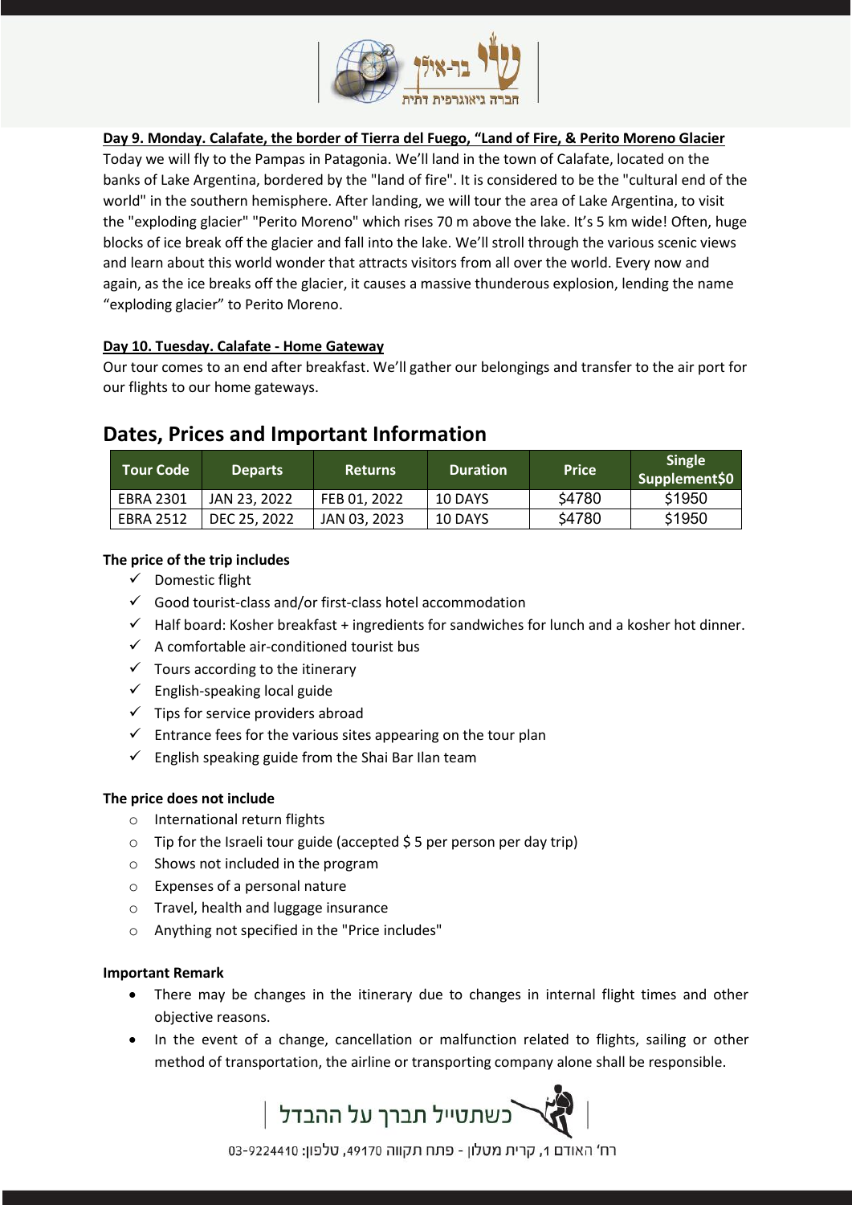**Day 9. Monday. Calafate, the border of Tierra del Fuego, "Land of Fire, & Perito Moreno Glacier**

Today we will fly to the Pampas in Patagonia. We'll land in the town of Calafate, located on the banks of Lake Argentina, bordered by the "land of fire". It is considered to be the "cultural end of the world" in the southern hemisphere. After landing, we will tour the area of Lake Argentina, to visit the "exploding glacier" "Perito Moreno" which rises 70 m above the lake. It's 5 km wide! Often, huge blocks of ice break off the glacier and fall into the lake. We'll stroll through the various scenic views and learn about this world wonder that attracts visitors from all over the world. Every now and again, as the ice breaks off the glacier, it causes a massive thunderous explosion, lending the name "exploding glacier" to Perito Moreno.

**Day 10. Tuesday. Calafate - Home Gateway**

Our tour comes to an end after breakfast. We'll gather our belongings and transfer to the air port for our flights to our home gateways.

## Dates, Prices and Important Information

| Tour Code | Departs | Returns | Duration | Price | Single Supplement$0 |
|---|---|---|---|---|---|
| EBRA 2301 | JAN 23, 2022 | FEB 01, 2022 | 10 DAYS | $4780 | $1950 |
| EBRA 2512 | DEC 25, 2022 | JAN 03, 2023 | 10 DAYS | $4780 | $1950 |

**The price of the trip includes**

- ✓ Domestic flight
- ✓ Good tourist-class and/or first-class hotel accommodation
- ✓ Half board: Kosher breakfast + ingredients for sandwiches for lunch and a kosher hot dinner.
- ✓ A comfortable air-conditioned tourist bus
- ✓ Tours according to the itinerary
- ✓ English-speaking local guide
- ✓ Tips for service providers abroad
- ✓ Entrance fees for the various sites appearing on the tour plan
- ✓ English speaking guide from the Shai Bar Ilan team

**The price does not include**

- International return flights
- Tip for the Israeli tour guide (accepted $ 5 per person per day trip)
- Shows not included in the program
- Expenses of a personal nature
- Travel, health and luggage insurance
- Anything not specified in the "Price includes"

**Important Remark**

- There may be changes in the itinerary due to changes in internal flight times and other objective reasons.
- In the event of a change, cancellation or malfunction related to flights, sailing or other method of transportation, the airline or transporting company alone shall be responsible.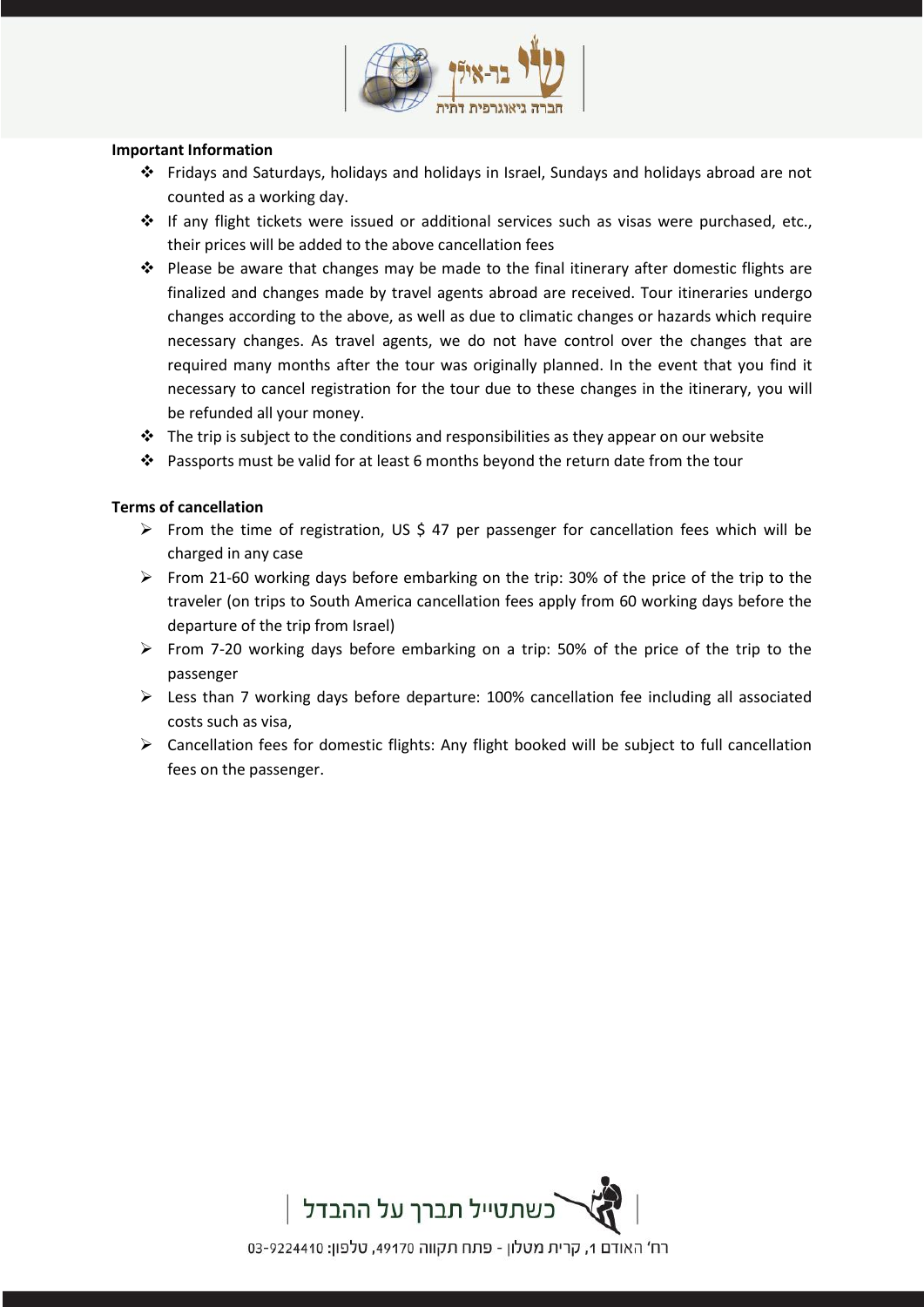**Important Information**

- Fridays and Saturdays, holidays and holidays in Israel, Sundays and holidays abroad are not counted as a working day.
- If any flight tickets were issued or additional services such as visas were purchased, etc., their prices will be added to the above cancellation fees
- Please be aware that changes may be made to the final itinerary after domestic flights are finalized and changes made by travel agents abroad are received. Tour itineraries undergo changes according to the above, as well as due to climatic changes or hazards which require necessary changes. As travel agents, we do not have control over the changes that are required many months after the tour was originally planned. In the event that you find it necessary to cancel registration for the tour due to these changes in the itinerary, you will be refunded all your money.
- The trip is subject to the conditions and responsibilities as they appear on our website
- Passports must be valid for at least 6 months beyond the return date from the tour

**Terms of cancellation**

- From the time of registration, US $ 47 per passenger for cancellation fees which will be charged in any case
- From 21-60 working days before embarking on the trip: 30% of the price of the trip to the traveler (on trips to South America cancellation fees apply from 60 working days before the departure of the trip from Israel)
- From 7-20 working days before embarking on a trip: 50% of the price of the trip to the passenger
- Less than 7 working days before departure: 100% cancellation fee including all associated costs such as visa,
- Cancellation fees for domestic flights: Any flight booked will be subject to full cancellation fees on the passenger.